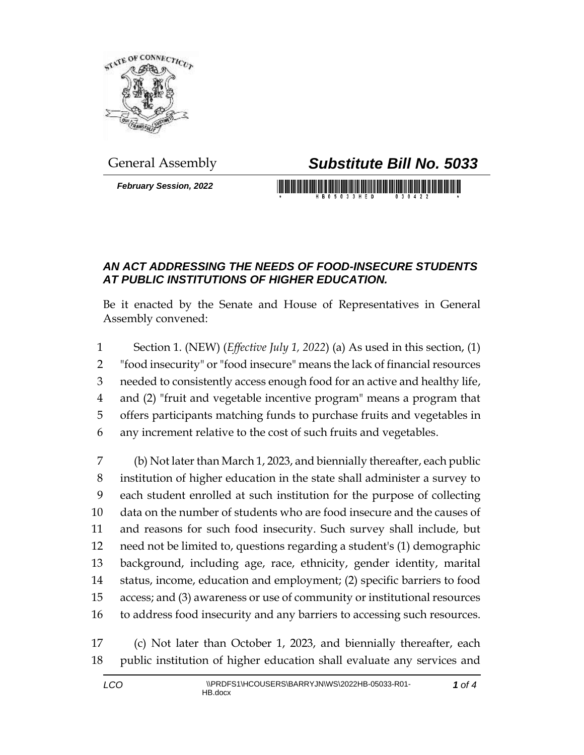General Assembly

# *Substitute Bill No. 5033*

***February Session, 2022***

## *AN ACT ADDRESSING THE NEEDS OF FOOD-INSECURE STUDENTS AT PUBLIC INSTITUTIONS OF HIGHER EDUCATION.*

Be it enacted by the Senate and House of Representatives in General Assembly convened:

1 Section 1. (NEW) (*Effective July 1, 2022*) (a) As used in this section, (1)
2 "food insecurity" or "food insecure" means the lack of financial resources
3 needed to consistently access enough food for an active and healthy life,
4 and (2) "fruit and vegetable incentive program" means a program that
5 offers participants matching funds to purchase fruits and vegetables in
6 any increment relative to the cost of such fruits and vegetables.

7 (b) Not later than March 1, 2023, and biennially thereafter, each public
8 institution of higher education in the state shall administer a survey to
9 each student enrolled at such institution for the purpose of collecting
10 data on the number of students who are food insecure and the causes of
11 and reasons for such food insecurity. Such survey shall include, but
12 need not be limited to, questions regarding a student's (1) demographic
13 background, including age, race, ethnicity, gender identity, marital
14 status, income, education and employment; (2) specific barriers to food
15 access; and (3) awareness or use of community or institutional resources
16 to address food insecurity and any barriers to accessing such resources.

17 (c) Not later than October 1, 2023, and biennially thereafter, each
18 public institution of higher education shall evaluate any services and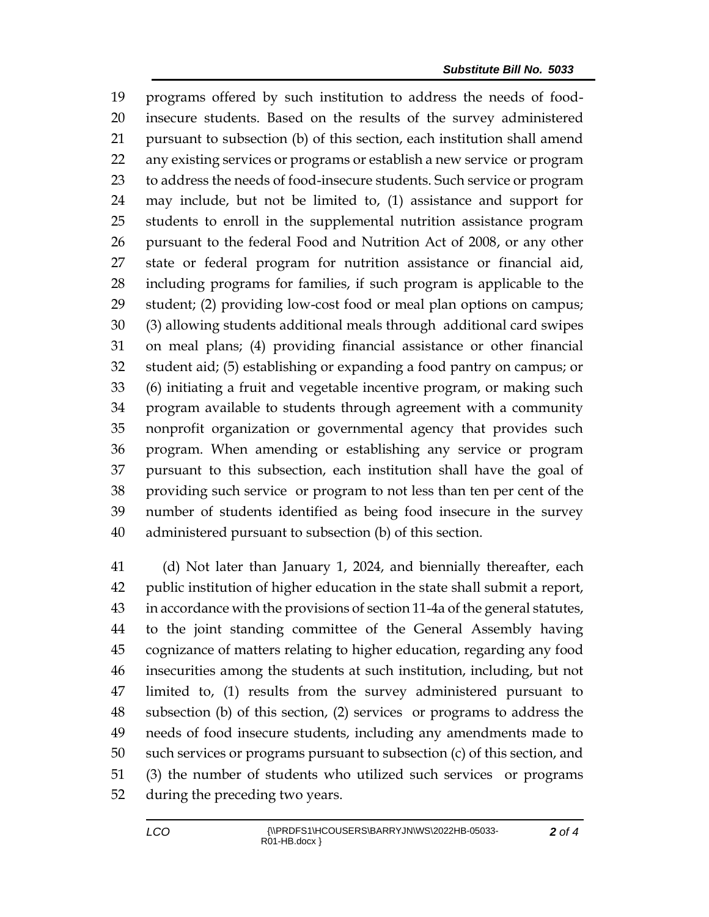programs offered by such institution to address the needs of food-insecure students. Based on the results of the survey administered pursuant to subsection (b) of this section, each institution shall amend any existing services or programs or establish a new service or program to address the needs of food-insecure students. Such service or program may include, but not be limited to, (1) assistance and support for students to enroll in the supplemental nutrition assistance program pursuant to the federal Food and Nutrition Act of 2008, or any other state or federal program for nutrition assistance or financial aid, including programs for families, if such program is applicable to the student; (2) providing low-cost food or meal plan options on campus; (3) allowing students additional meals through additional card swipes on meal plans; (4) providing financial assistance or other financial student aid; (5) establishing or expanding a food pantry on campus; or (6) initiating a fruit and vegetable incentive program, or making such program available to students through agreement with a community nonprofit organization or governmental agency that provides such program. When amending or establishing any service or program pursuant to this subsection, each institution shall have the goal of providing such service or program to not less than ten per cent of the number of students identified as being food insecure in the survey administered pursuant to subsection (b) of this section.

(d) Not later than January 1, 2024, and biennially thereafter, each public institution of higher education in the state shall submit a report, in accordance with the provisions of section 11-4a of the general statutes, to the joint standing committee of the General Assembly having cognizance of matters relating to higher education, regarding any food insecurities among the students at such institution, including, but not limited to, (1) results from the survey administered pursuant to subsection (b) of this section, (2) services or programs to address the needs of food insecure students, including any amendments made to such services or programs pursuant to subsection (c) of this section, and (3) the number of students who utilized such services or programs during the preceding two years.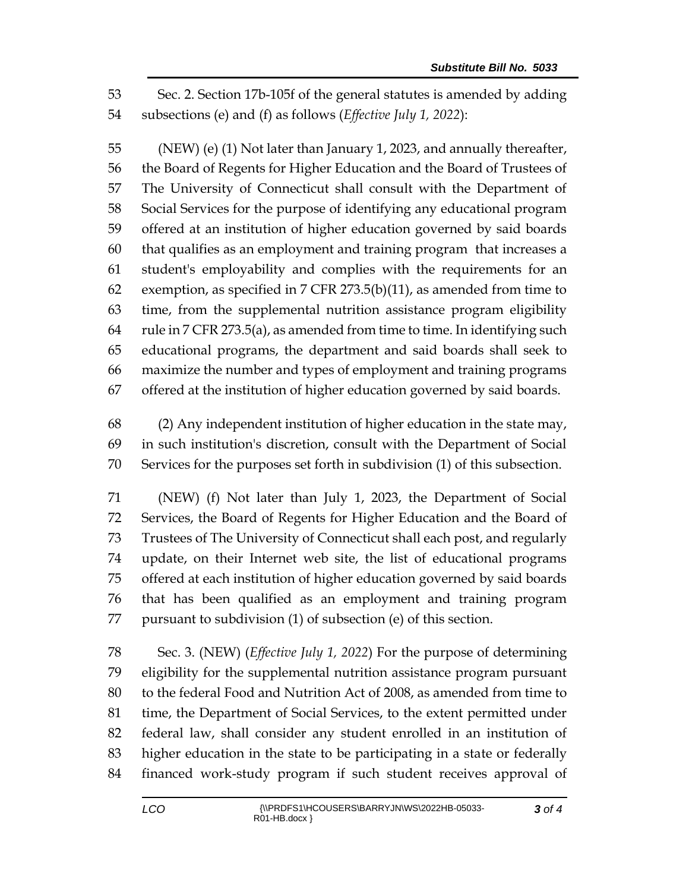Sec. 2. Section 17b-105f of the general statutes is amended by adding subsections (e) and (f) as follows (*Effective July 1, 2022*):

(NEW) (e) (1) Not later than January 1, 2023, and annually thereafter, the Board of Regents for Higher Education and the Board of Trustees of The University of Connecticut shall consult with the Department of Social Services for the purpose of identifying any educational program offered at an institution of higher education governed by said boards that qualifies as an employment and training program that increases a student's employability and complies with the requirements for an exemption, as specified in 7 CFR 273.5(b)(11), as amended from time to time, from the supplemental nutrition assistance program eligibility rule in 7 CFR 273.5(a), as amended from time to time. In identifying such educational programs, the department and said boards shall seek to maximize the number and types of employment and training programs offered at the institution of higher education governed by said boards.

(2) Any independent institution of higher education in the state may, in such institution's discretion, consult with the Department of Social Services for the purposes set forth in subdivision (1) of this subsection.

(NEW) (f) Not later than July 1, 2023, the Department of Social Services, the Board of Regents for Higher Education and the Board of Trustees of The University of Connecticut shall each post, and regularly update, on their Internet web site, the list of educational programs offered at each institution of higher education governed by said boards that has been qualified as an employment and training program pursuant to subdivision (1) of subsection (e) of this section.

Sec. 3. (NEW) (*Effective July 1, 2022*) For the purpose of determining eligibility for the supplemental nutrition assistance program pursuant to the federal Food and Nutrition Act of 2008, as amended from time to time, the Department of Social Services, to the extent permitted under federal law, shall consider any student enrolled in an institution of higher education in the state to be participating in a state or federally financed work-study program if such student receives approval of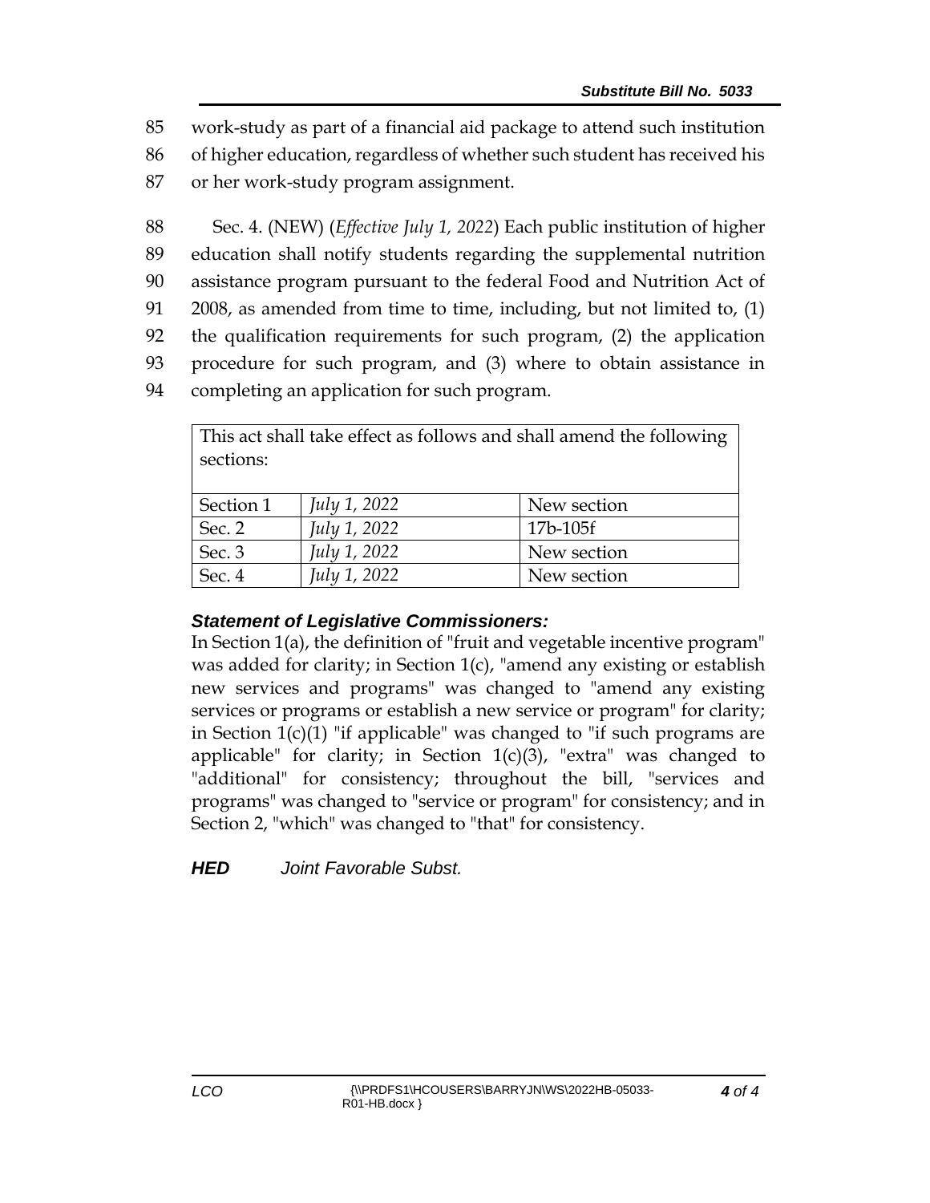85 work-study as part of a financial aid package to attend such institution
86 of higher education, regardless of whether such student has received his
87 or her work-study program assignment.

88 Sec. 4. (NEW) (*Effective July 1, 2022*) Each public institution of higher
89 education shall notify students regarding the supplemental nutrition
90 assistance program pursuant to the federal Food and Nutrition Act of
91 2008, as amended from time to time, including, but not limited to, (1)
92 the qualification requirements for such program, (2) the application
93 procedure for such program, and (3) where to obtain assistance in
94 completing an application for such program.

| This act shall take effect as follows and shall amend the following sections: | | |
|---|---|---|
| Section 1 | *July 1, 2022* | New section |
| Sec. 2 | *July 1, 2022* | 17b-105f |
| Sec. 3 | *July 1, 2022* | New section |
| Sec. 4 | *July 1, 2022* | New section |

***Statement of Legislative Commissioners:***

In Section 1(a), the definition of "fruit and vegetable incentive program" was added for clarity; in Section 1(c), "amend any existing or establish new services and programs" was changed to "amend any existing services or programs or establish a new service or program" for clarity; in Section 1(c)(1) "if applicable" was changed to "if such programs are applicable" for clarity; in Section 1(c)(3), "extra" was changed to "additional" for consistency; throughout the bill, "services and programs" was changed to "service or program" for consistency; and in Section 2, "which" was changed to "that" for consistency.

***HED*** *Joint Favorable Subst.*